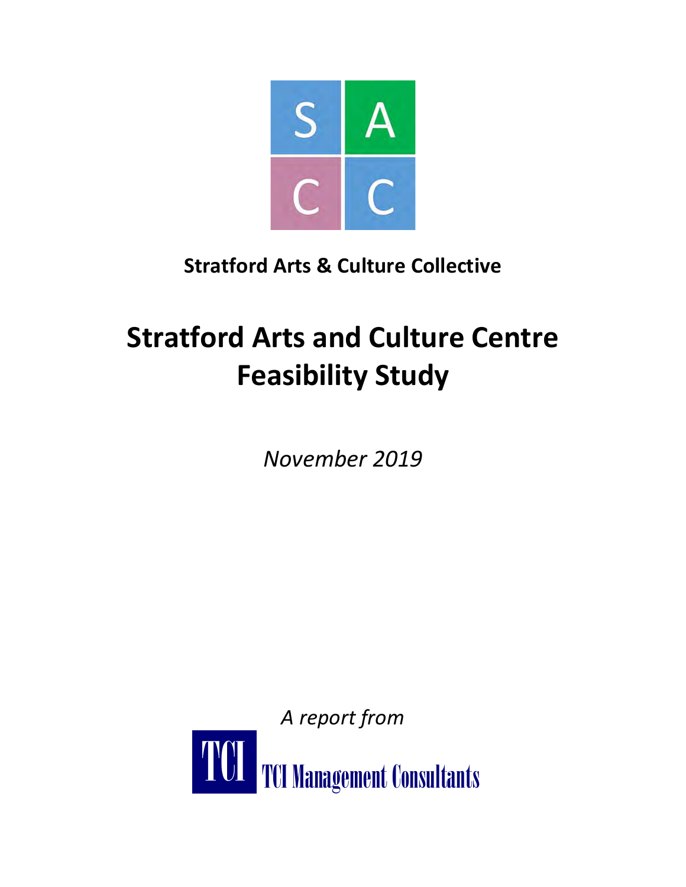S A
C C

**Stratford Arts & Culture Collective**

# Stratford Arts and Culture Centre Feasibility Study

*November 2019*

*A report from*

TCI Management Consultants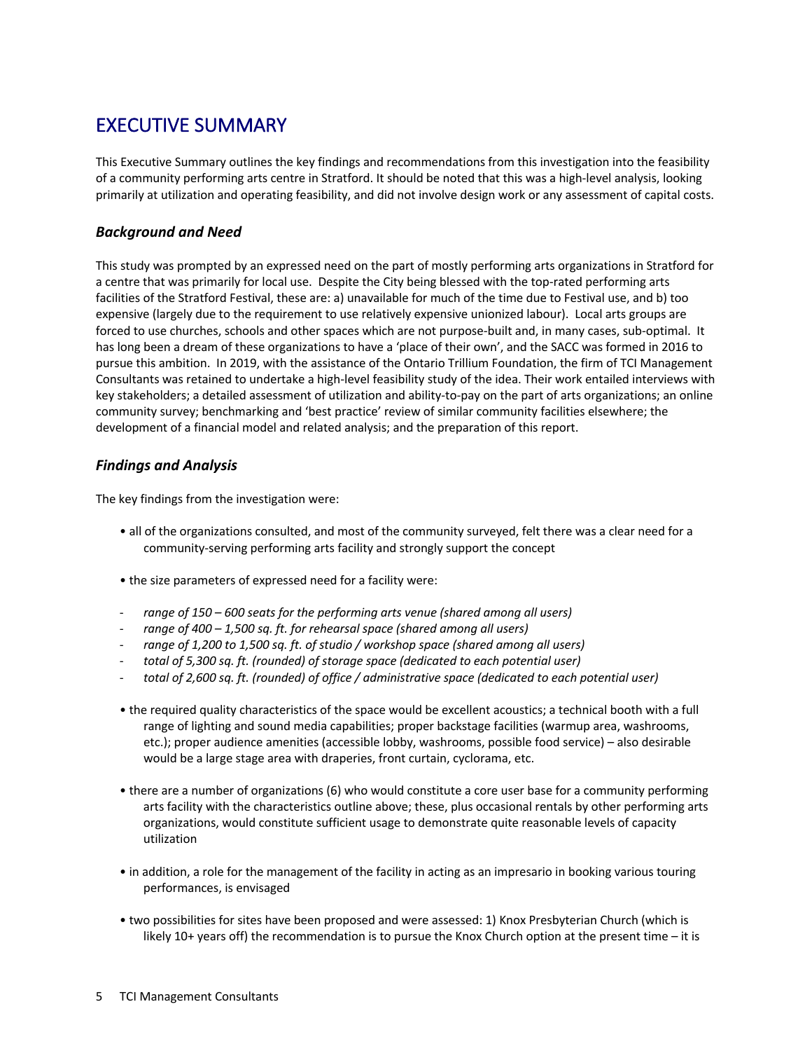# EXECUTIVE SUMMARY

This Executive Summary outlines the key findings and recommendations from this investigation into the feasibility of a community performing arts centre in Stratford. It should be noted that this was a high-level analysis, looking primarily at utilization and operating feasibility, and did not involve design work or any assessment of capital costs.

### *Background and Need*

This study was prompted by an expressed need on the part of mostly performing arts organizations in Stratford for a centre that was primarily for local use. Despite the City being blessed with the top-rated performing arts facilities of the Stratford Festival, these are: a) unavailable for much of the time due to Festival use, and b) too expensive (largely due to the requirement to use relatively expensive unionized labour). Local arts groups are forced to use churches, schools and other spaces which are not purpose-built and, in many cases, sub-optimal. It has long been a dream of these organizations to have a 'place of their own', and the SACC was formed in 2016 to pursue this ambition. In 2019, with the assistance of the Ontario Trillium Foundation, the firm of TCI Management Consultants was retained to undertake a high-level feasibility study of the idea. Their work entailed interviews with key stakeholders; a detailed assessment of utilization and ability-to-pay on the part of arts organizations; an online community survey; benchmarking and 'best practice' review of similar community facilities elsewhere; the development of a financial model and related analysis; and the preparation of this report.

### *Findings and Analysis*

The key findings from the investigation were:

- all of the organizations consulted, and most of the community surveyed, felt there was a clear need for a community-serving performing arts facility and strongly support the concept

- the size parameters of expressed need for a facility were:

  - *range of 150 – 600 seats for the performing arts venue (shared among all users)*
  - *range of 400 – 1,500 sq. ft. for rehearsal space (shared among all users)*
  - *range of 1,200 to 1,500 sq. ft. of studio / workshop space (shared among all users)*
  - *total of 5,300 sq. ft. (rounded) of storage space (dedicated to each potential user)*
  - *total of 2,600 sq. ft. (rounded) of office / administrative space (dedicated to each potential user)*

- the required quality characteristics of the space would be excellent acoustics; a technical booth with a full range of lighting and sound media capabilities; proper backstage facilities (warmup area, washrooms, etc.); proper audience amenities (accessible lobby, washrooms, possible food service) – also desirable would be a large stage area with draperies, front curtain, cyclorama, etc.

- there are a number of organizations (6) who would constitute a core user base for a community performing arts facility with the characteristics outline above; these, plus occasional rentals by other performing arts organizations, would constitute sufficient usage to demonstrate quite reasonable levels of capacity utilization

- in addition, a role for the management of the facility in acting as an impresario in booking various touring performances, is envisaged

- two possibilities for sites have been proposed and were assessed: 1) Knox Presbyterian Church (which is likely 10+ years off) the recommendation is to pursue the Knox Church option at the present time – it is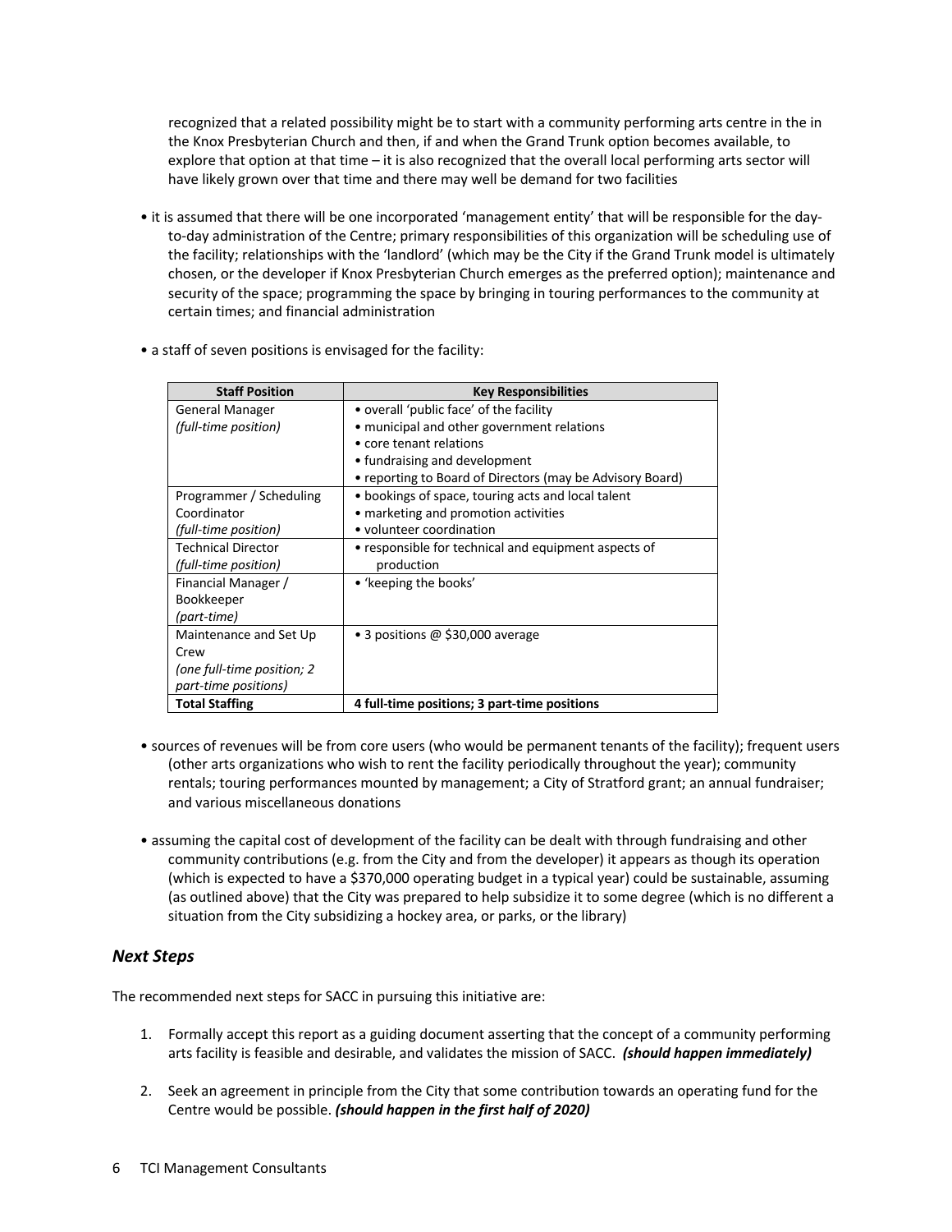recognized that a related possibility might be to start with a community performing arts centre in the in the Knox Presbyterian Church and then, if and when the Grand Trunk option becomes available, to explore that option at that time – it is also recognized that the overall local performing arts sector will have likely grown over that time and there may well be demand for two facilities

- it is assumed that there will be one incorporated 'management entity' that will be responsible for the day-to-day administration of the Centre; primary responsibilities of this organization will be scheduling use of the facility; relationships with the 'landlord' (which may be the City if the Grand Trunk model is ultimately chosen, or the developer if Knox Presbyterian Church emerges as the preferred option); maintenance and security of the space; programming the space by bringing in touring performances to the community at certain times; and financial administration

- a staff of seven positions is envisaged for the facility:

| Staff Position | Key Responsibilities |
|---|---|
| General Manager *(full-time position)* | • overall 'public face' of the facility<br>• municipal and other government relations<br>• core tenant relations<br>• fundraising and development<br>• reporting to Board of Directors (may be Advisory Board) |
| Programmer / Scheduling Coordinator *(full-time position)* | • bookings of space, touring acts and local talent<br>• marketing and promotion activities<br>• volunteer coordination |
| Technical Director *(full-time position)* | • responsible for technical and equipment aspects of production |
| Financial Manager / Bookkeeper *(part-time)* | • 'keeping the books' |
| Maintenance and Set Up Crew *(one full-time position; 2 part-time positions)* | • 3 positions @ $30,000 average |
| **Total Staffing** | **4 full-time positions; 3 part-time positions** |

- sources of revenues will be from core users (who would be permanent tenants of the facility); frequent users (other arts organizations who wish to rent the facility periodically throughout the year); community rentals; touring performances mounted by management; a City of Stratford grant; an annual fundraiser; and various miscellaneous donations

- assuming the capital cost of development of the facility can be dealt with through fundraising and other community contributions (e.g. from the City and from the developer) it appears as though its operation (which is expected to have a $370,000 operating budget in a typical year) could be sustainable, assuming (as outlined above) that the City was prepared to help subsidize it to some degree (which is no different a situation from the City subsidizing a hockey area, or parks, or the library)

### *Next Steps*

The recommended next steps for SACC in pursuing this initiative are:

1. Formally accept this report as a guiding document asserting that the concept of a community performing arts facility is feasible and desirable, and validates the mission of SACC. ***(should happen immediately)***

2. Seek an agreement in principle from the City that some contribution towards an operating fund for the Centre would be possible. ***(should happen in the first half of 2020)***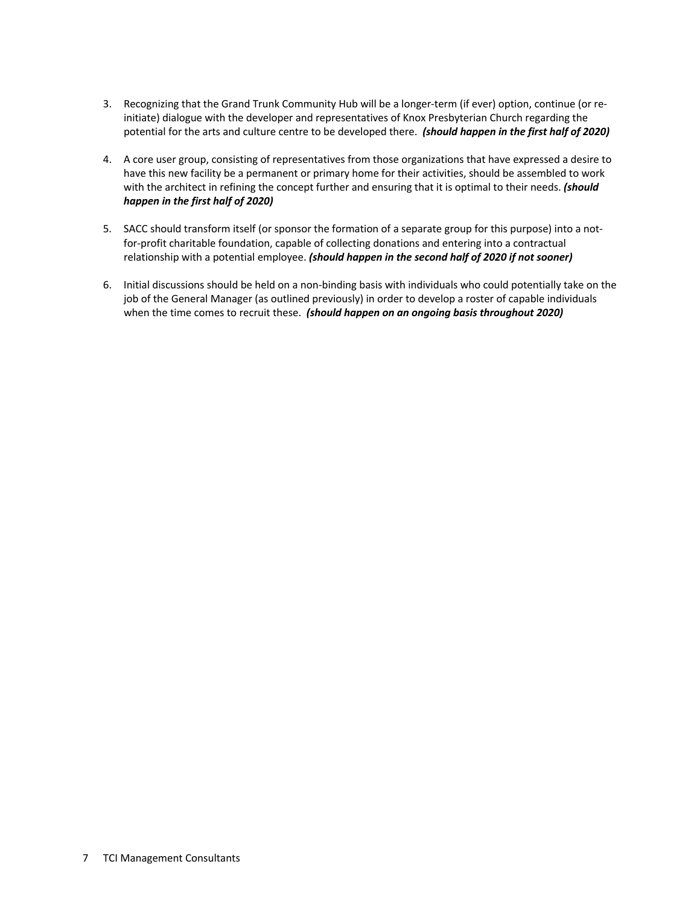3. Recognizing that the Grand Trunk Community Hub will be a longer-term (if ever) option, continue (or re-initiate) dialogue with the developer and representatives of Knox Presbyterian Church regarding the potential for the arts and culture centre to be developed there. ***(should happen in the first half of 2020)***

4. A core user group, consisting of representatives from those organizations that have expressed a desire to have this new facility be a permanent or primary home for their activities, should be assembled to work with the architect in refining the concept further and ensuring that it is optimal to their needs. ***(should happen in the first half of 2020)***

5. SACC should transform itself (or sponsor the formation of a separate group for this purpose) into a not-for-profit charitable foundation, capable of collecting donations and entering into a contractual relationship with a potential employee. ***(should happen in the second half of 2020 if not sooner)***

6. Initial discussions should be held on a non-binding basis with individuals who could potentially take on the job of the General Manager (as outlined previously) in order to develop a roster of capable individuals when the time comes to recruit these. ***(should happen on an ongoing basis throughout 2020)***